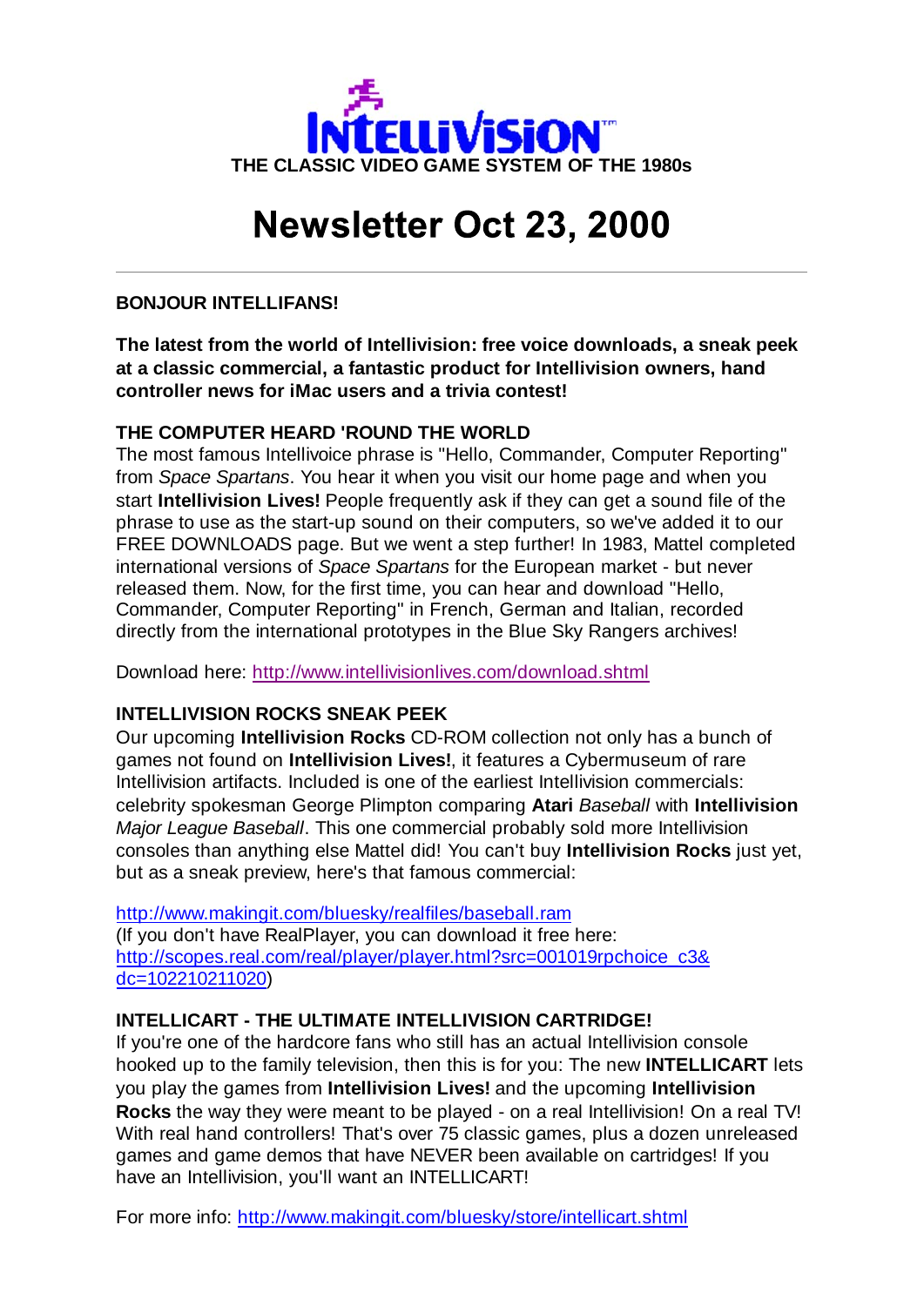INTELLIVISION™

THE CLASSIC VIDEO GAME SYSTEM OF THE 1980s

# Newsletter Oct 23, 2000

---

**BONJOUR INTELLIFANS!**

**The latest from the world of Intellivision: free voice downloads, a sneak peek at a classic commercial, a fantastic product for Intellivision owners, hand controller news for iMac users and a trivia contest!**

**THE COMPUTER HEARD 'ROUND THE WORLD**

The most famous Intellivoice phrase is "Hello, Commander, Computer Reporting" from *Space Spartans*. You hear it when you visit our home page and when you start **Intellivision Lives!** People frequently ask if they can get a sound file of the phrase to use as the start-up sound on their computers, so we've added it to our FREE DOWNLOADS page. But we went a step further! In 1983, Mattel completed international versions of *Space Spartans* for the European market - but never released them. Now, for the first time, you can hear and download "Hello, Commander, Computer Reporting" in French, German and Italian, recorded directly from the international prototypes in the Blue Sky Rangers archives!

Download here: http://www.intellivisionlives.com/download.shtml

**INTELLIVISION ROCKS SNEAK PEEK**

Our upcoming **Intellivision Rocks** CD-ROM collection not only has a bunch of games not found on **Intellivision Lives!**, it features a Cybermuseum of rare Intellivision artifacts. Included is one of the earliest Intellivision commercials: celebrity spokesman George Plimpton comparing **Atari** *Baseball* with **Intellivision** *Major League Baseball*. This one commercial probably sold more Intellivision consoles than anything else Mattel did! You can't buy **Intellivision Rocks** just yet, but as a sneak preview, here's that famous commercial:

http://www.makingit.com/bluesky/realfiles/baseball.ram
(If you don't have RealPlayer, you can download it free here: http://scopes.real.com/real/player/player.html?src=001019rpchoice_c3&dc=102210211020)

**INTELLICART - THE ULTIMATE INTELLIVISION CARTRIDGE!**

If you're one of the hardcore fans who still has an actual Intellivision console hooked up to the family television, then this is for you: The new **INTELLICART** lets you play the games from **Intellivision Lives!** and the upcoming **Intellivision Rocks** the way they were meant to be played - on a real Intellivision! On a real TV! With real hand controllers! That's over 75 classic games, plus a dozen unreleased games and game demos that have NEVER been available on cartridges! If you have an Intellivision, you'll want an INTELLICART!

For more info: http://www.makingit.com/bluesky/store/intellicart.shtml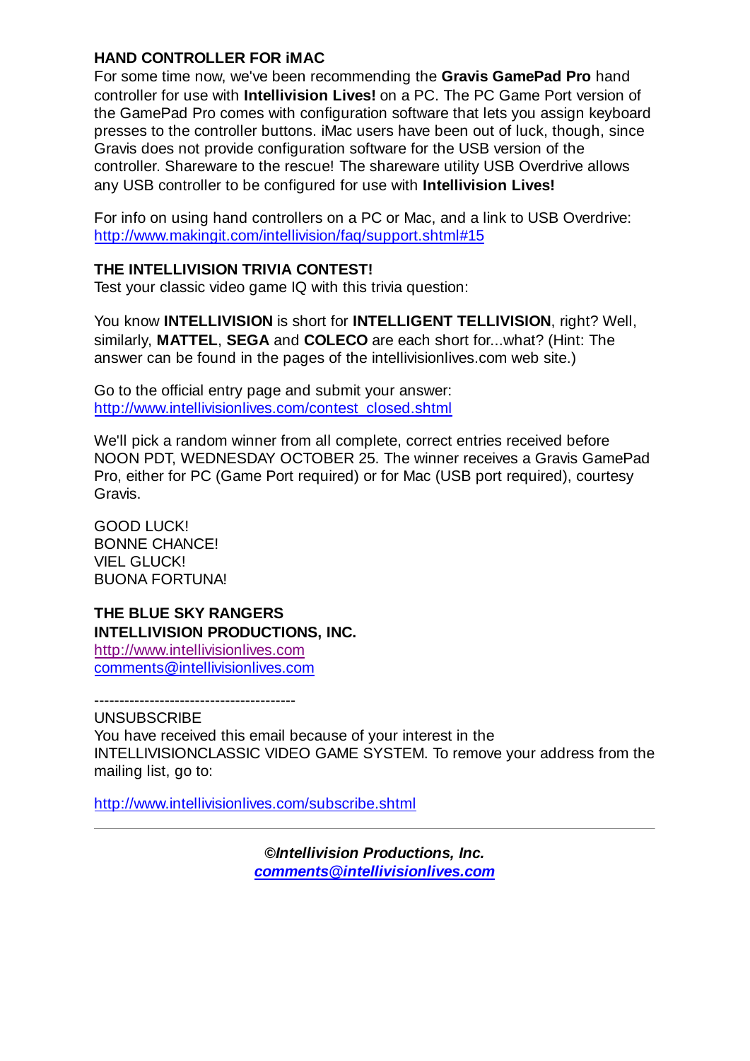**HAND CONTROLLER FOR iMAC**
For some time now, we've been recommending the **Gravis GamePad Pro** hand controller for use with **Intellivision Lives!** on a PC. The PC Game Port version of the GamePad Pro comes with configuration software that lets you assign keyboard presses to the controller buttons. iMac users have been out of luck, though, since Gravis does not provide configuration software for the USB version of the controller. Shareware to the rescue! The shareware utility USB Overdrive allows any USB controller to be configured for use with **Intellivision Lives!**

For info on using hand controllers on a PC or Mac, and a link to USB Overdrive:
[http://www.makingit.com/intellivision/faq/support.shtml#15](http://www.makingit.com/intellivision/faq/support.shtml#15)

**THE INTELLIVISION TRIVIA CONTEST!**
Test your classic video game IQ with this trivia question:

You know **INTELLIVISION** is short for **INTELLIGENT TELLIVISION**, right? Well, similarly, **MATTEL**, **SEGA** and **COLECO** are each short for...what? (Hint: The answer can be found in the pages of the intellivisionlives.com web site.)

Go to the official entry page and submit your answer:
[http://www.intellivisionlives.com/contest_closed.shtml](http://www.intellivisionlives.com/contest_closed.shtml)

We'll pick a random winner from all complete, correct entries received before NOON PDT, WEDNESDAY OCTOBER 25. The winner receives a Gravis GamePad Pro, either for PC (Game Port required) or for Mac (USB port required), courtesy Gravis.

GOOD LUCK!
BONNE CHANCE!
VIEL GLUCK!
BUONA FORTUNA!

**THE BLUE SKY RANGERS**
**INTELLIVISION PRODUCTIONS, INC.**
[http://www.intellivisionlives.com](http://www.intellivisionlives.com)
[comments@intellivisionlives.com](mailto:comments@intellivisionlives.com)

----------------------------------------
UNSUBSCRIBE
You have received this email because of your interest in the INTELLIVISIONCLASSIC VIDEO GAME SYSTEM. To remove your address from the mailing list, go to:

[http://www.intellivisionlives.com/subscribe.shtml](http://www.intellivisionlives.com/subscribe.shtml)

---

***©Intellivision Productions, Inc.***
***[comments@intellivisionlives.com](mailto:comments@intellivisionlives.com)***